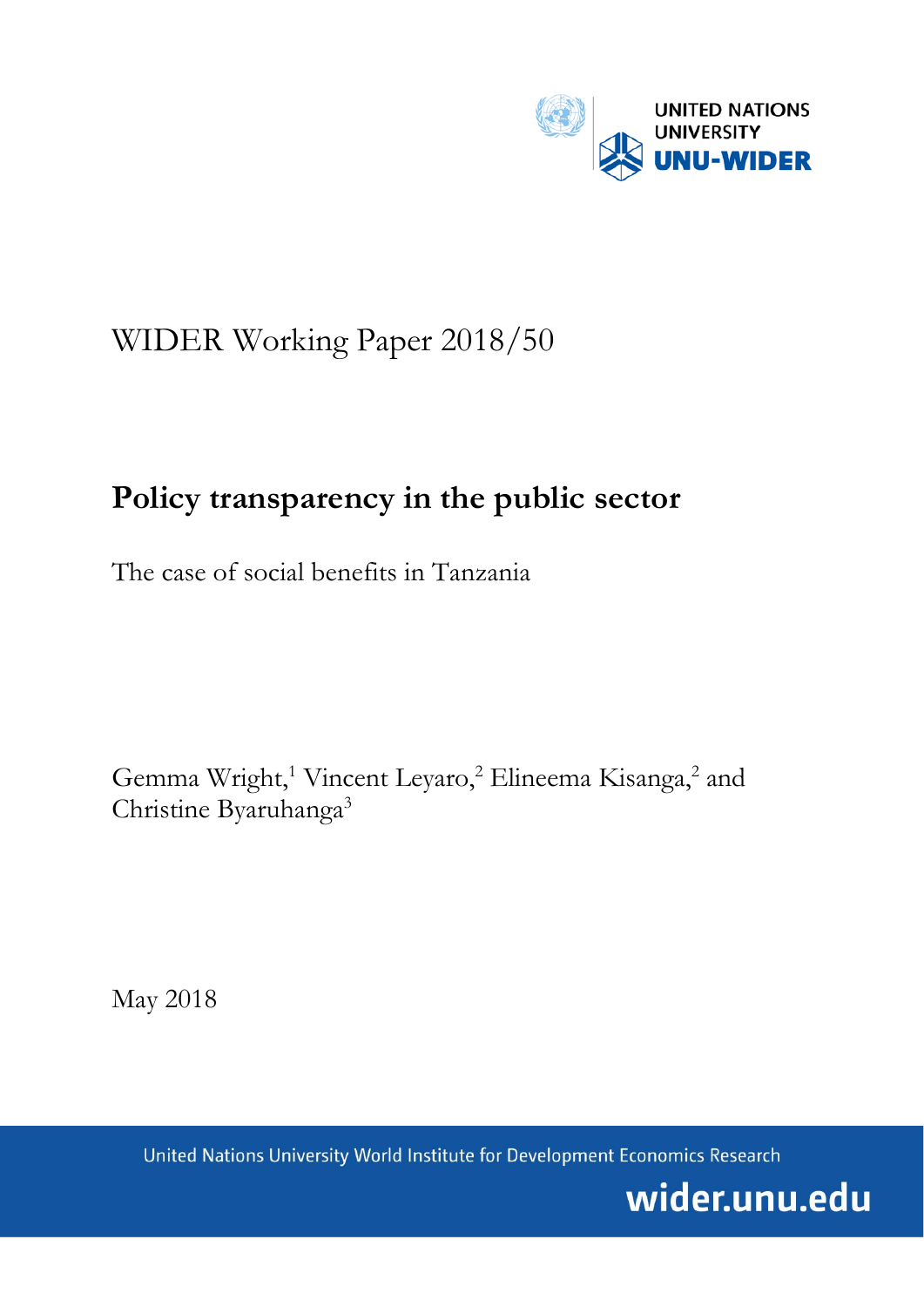UNITED NATIONS UNIVERSITY

UNU-WIDER

WIDER Working Paper 2018/50

# Policy transparency in the public sector

The case of social benefits in Tanzania

Gemma Wright,[1] Vincent Leyaro,[2] Elineema Kisanga,[2] and Christine Byaruhanga[3]

May 2018

United Nations University World Institute for Development Economics Research

wider.unu.edu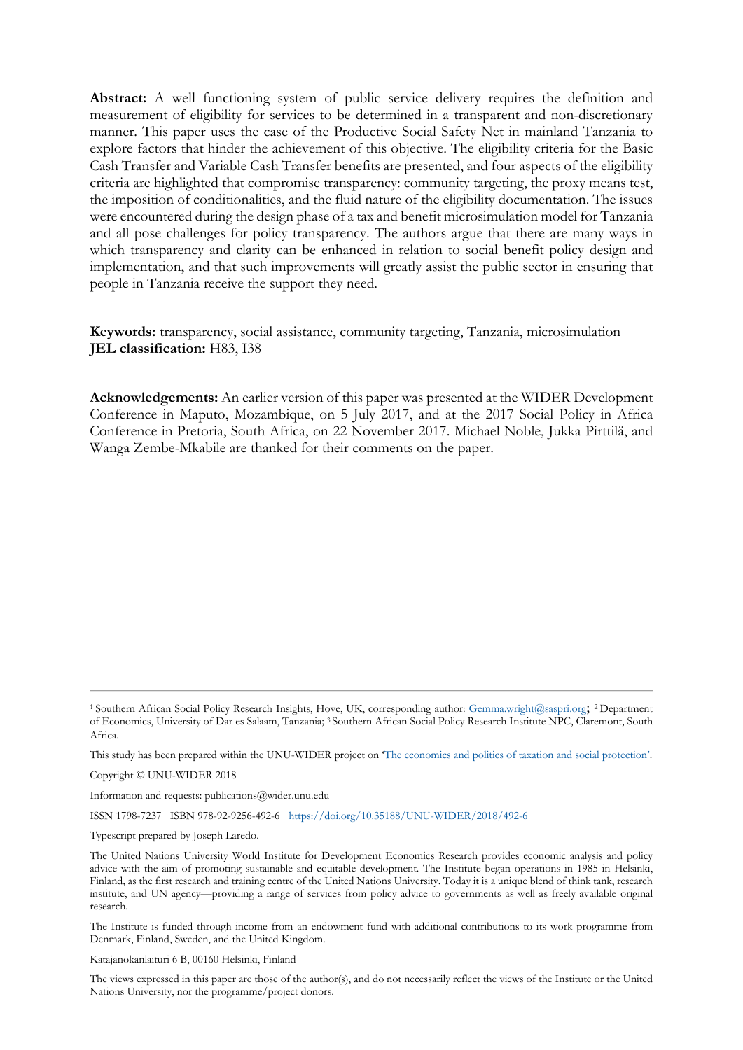**Abstract:** A well functioning system of public service delivery requires the definition and measurement of eligibility for services to be determined in a transparent and non-discretionary manner. This paper uses the case of the Productive Social Safety Net in mainland Tanzania to explore factors that hinder the achievement of this objective. The eligibility criteria for the Basic Cash Transfer and Variable Cash Transfer benefits are presented, and four aspects of the eligibility criteria are highlighted that compromise transparency: community targeting, the proxy means test, the imposition of conditionalities, and the fluid nature of the eligibility documentation. The issues were encountered during the design phase of a tax and benefit microsimulation model for Tanzania and all pose challenges for policy transparency. The authors argue that there are many ways in which transparency and clarity can be enhanced in relation to social benefit policy design and implementation, and that such improvements will greatly assist the public sector in ensuring that people in Tanzania receive the support they need.

**Keywords:** transparency, social assistance, community targeting, Tanzania, microsimulation
**JEL classification:** H83, I38

**Acknowledgements:** An earlier version of this paper was presented at the WIDER Development Conference in Maputo, Mozambique, on 5 July 2017, and at the 2017 Social Policy in Africa Conference in Pretoria, South Africa, on 22 November 2017. Michael Noble, Jukka Pirttilä, and Wanga Zembe-Mkabile are thanked for their comments on the paper.

---

[1] Southern African Social Policy Research Insights, Hove, UK, corresponding author: Gemma.wright@saspri.org; [2] Department of Economics, University of Dar es Salaam, Tanzania; [3] Southern African Social Policy Research Institute NPC, Claremont, South Africa.

This study has been prepared within the UNU-WIDER project on 'The economics and politics of taxation and social protection'.

Copyright © UNU-WIDER 2018

Information and requests: publications@wider.unu.edu

ISSN 1798-7237 ISBN 978-92-9256-492-6 https://doi.org/10.35188/UNU-WIDER/2018/492-6

Typescript prepared by Joseph Laredo.

The United Nations University World Institute for Development Economics Research provides economic analysis and policy advice with the aim of promoting sustainable and equitable development. The Institute began operations in 1985 in Helsinki, Finland, as the first research and training centre of the United Nations University. Today it is a unique blend of think tank, research institute, and UN agency—providing a range of services from policy advice to governments as well as freely available original research.

The Institute is funded through income from an endowment fund with additional contributions to its work programme from Denmark, Finland, Sweden, and the United Kingdom.

Katajanokanlaituri 6 B, 00160 Helsinki, Finland

The views expressed in this paper are those of the author(s), and do not necessarily reflect the views of the Institute or the United Nations University, nor the programme/project donors.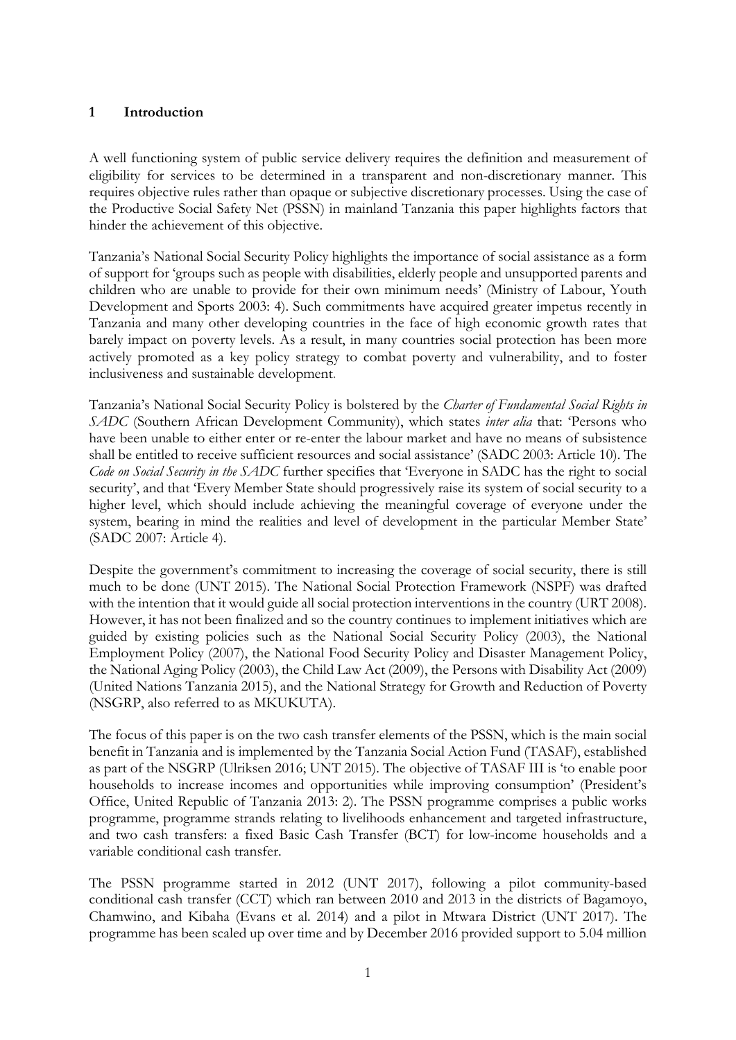## 1 Introduction

A well functioning system of public service delivery requires the definition and measurement of eligibility for services to be determined in a transparent and non-discretionary manner. This requires objective rules rather than opaque or subjective discretionary processes. Using the case of the Productive Social Safety Net (PSSN) in mainland Tanzania this paper highlights factors that hinder the achievement of this objective.

Tanzania's National Social Security Policy highlights the importance of social assistance as a form of support for 'groups such as people with disabilities, elderly people and unsupported parents and children who are unable to provide for their own minimum needs' (Ministry of Labour, Youth Development and Sports 2003: 4). Such commitments have acquired greater impetus recently in Tanzania and many other developing countries in the face of high economic growth rates that barely impact on poverty levels. As a result, in many countries social protection has been more actively promoted as a key policy strategy to combat poverty and vulnerability, and to foster inclusiveness and sustainable development.

Tanzania's National Social Security Policy is bolstered by the *Charter of Fundamental Social Rights in SADC* (Southern African Development Community), which states *inter alia* that: 'Persons who have been unable to either enter or re-enter the labour market and have no means of subsistence shall be entitled to receive sufficient resources and social assistance' (SADC 2003: Article 10). The *Code on Social Security in the SADC* further specifies that 'Everyone in SADC has the right to social security', and that 'Every Member State should progressively raise its system of social security to a higher level, which should include achieving the meaningful coverage of everyone under the system, bearing in mind the realities and level of development in the particular Member State' (SADC 2007: Article 4).

Despite the government's commitment to increasing the coverage of social security, there is still much to be done (UNT 2015). The National Social Protection Framework (NSPF) was drafted with the intention that it would guide all social protection interventions in the country (URT 2008). However, it has not been finalized and so the country continues to implement initiatives which are guided by existing policies such as the National Social Security Policy (2003), the National Employment Policy (2007), the National Food Security Policy and Disaster Management Policy, the National Aging Policy (2003), the Child Law Act (2009), the Persons with Disability Act (2009) (United Nations Tanzania 2015), and the National Strategy for Growth and Reduction of Poverty (NSGRP, also referred to as MKUKUTA).

The focus of this paper is on the two cash transfer elements of the PSSN, which is the main social benefit in Tanzania and is implemented by the Tanzania Social Action Fund (TASAF), established as part of the NSGRP (Ulriksen 2016; UNT 2015). The objective of TASAF III is 'to enable poor households to increase incomes and opportunities while improving consumption' (President's Office, United Republic of Tanzania 2013: 2). The PSSN programme comprises a public works programme, programme strands relating to livelihoods enhancement and targeted infrastructure, and two cash transfers: a fixed Basic Cash Transfer (BCT) for low-income households and a variable conditional cash transfer.

The PSSN programme started in 2012 (UNT 2017), following a pilot community-based conditional cash transfer (CCT) which ran between 2010 and 2013 in the districts of Bagamoyo, Chamwino, and Kibaha (Evans et al. 2014) and a pilot in Mtwara District (UNT 2017). The programme has been scaled up over time and by December 2016 provided support to 5.04 million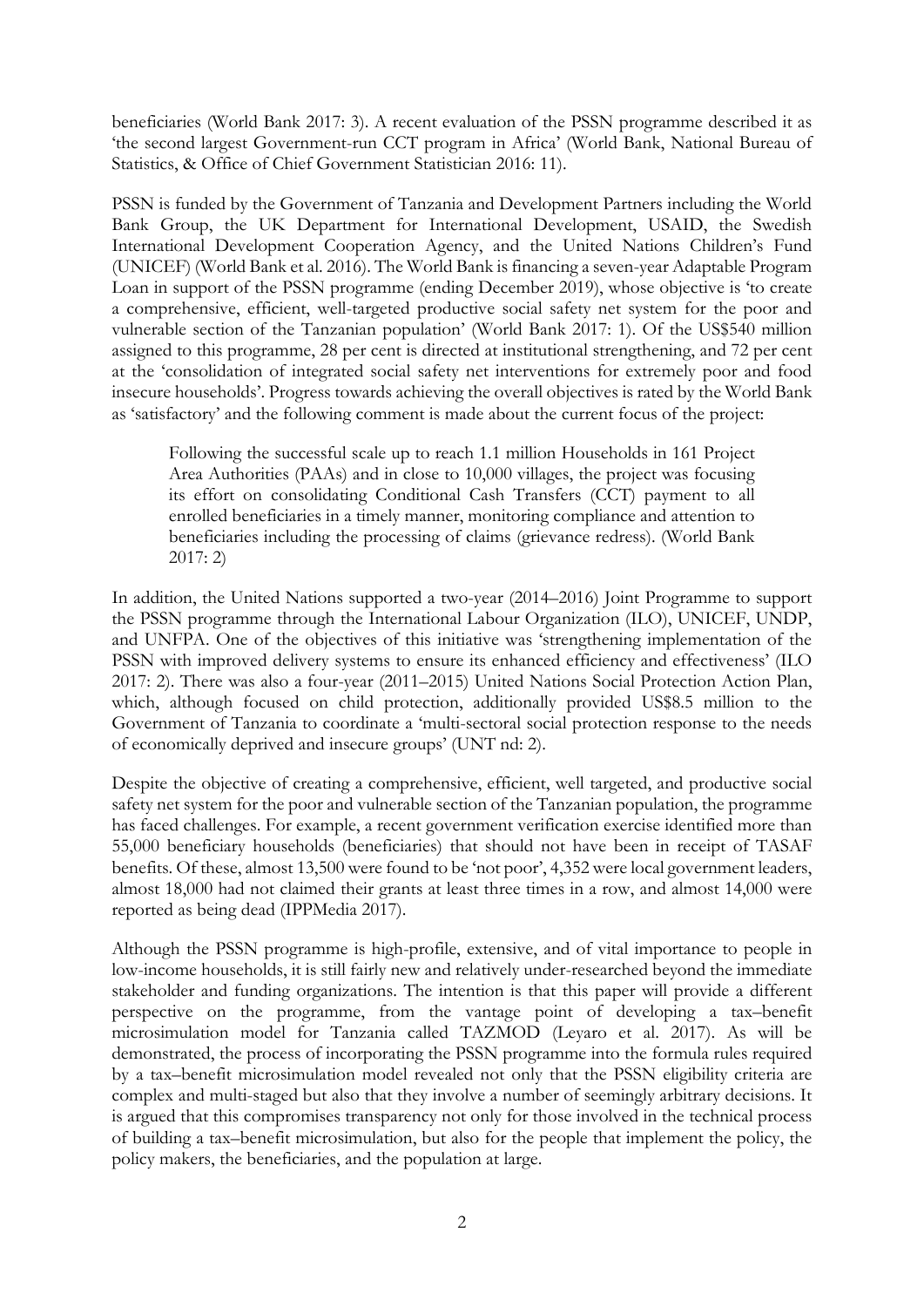beneficiaries (World Bank 2017: 3). A recent evaluation of the PSSN programme described it as 'the second largest Government-run CCT program in Africa' (World Bank, National Bureau of Statistics, & Office of Chief Government Statistician 2016: 11).

PSSN is funded by the Government of Tanzania and Development Partners including the World Bank Group, the UK Department for International Development, USAID, the Swedish International Development Cooperation Agency, and the United Nations Children's Fund (UNICEF) (World Bank et al. 2016). The World Bank is financing a seven-year Adaptable Program Loan in support of the PSSN programme (ending December 2019), whose objective is 'to create a comprehensive, efficient, well-targeted productive social safety net system for the poor and vulnerable section of the Tanzanian population' (World Bank 2017: 1). Of the US$540 million assigned to this programme, 28 per cent is directed at institutional strengthening, and 72 per cent at the 'consolidation of integrated social safety net interventions for extremely poor and food insecure households'. Progress towards achieving the overall objectives is rated by the World Bank as 'satisfactory' and the following comment is made about the current focus of the project:

> Following the successful scale up to reach 1.1 million Households in 161 Project Area Authorities (PAAs) and in close to 10,000 villages, the project was focusing its effort on consolidating Conditional Cash Transfers (CCT) payment to all enrolled beneficiaries in a timely manner, monitoring compliance and attention to beneficiaries including the processing of claims (grievance redress). (World Bank 2017: 2)

In addition, the United Nations supported a two-year (2014–2016) Joint Programme to support the PSSN programme through the International Labour Organization (ILO), UNICEF, UNDP, and UNFPA. One of the objectives of this initiative was 'strengthening implementation of the PSSN with improved delivery systems to ensure its enhanced efficiency and effectiveness' (ILO 2017: 2). There was also a four-year (2011–2015) United Nations Social Protection Action Plan, which, although focused on child protection, additionally provided US$8.5 million to the Government of Tanzania to coordinate a 'multi-sectoral social protection response to the needs of economically deprived and insecure groups' (UNT nd: 2).

Despite the objective of creating a comprehensive, efficient, well targeted, and productive social safety net system for the poor and vulnerable section of the Tanzanian population, the programme has faced challenges. For example, a recent government verification exercise identified more than 55,000 beneficiary households (beneficiaries) that should not have been in receipt of TASAF benefits. Of these, almost 13,500 were found to be 'not poor', 4,352 were local government leaders, almost 18,000 had not claimed their grants at least three times in a row, and almost 14,000 were reported as being dead (IPPMedia 2017).

Although the PSSN programme is high-profile, extensive, and of vital importance to people in low-income households, it is still fairly new and relatively under-researched beyond the immediate stakeholder and funding organizations. The intention is that this paper will provide a different perspective on the programme, from the vantage point of developing a tax–benefit microsimulation model for Tanzania called TAZMOD (Leyaro et al. 2017). As will be demonstrated, the process of incorporating the PSSN programme into the formula rules required by a tax–benefit microsimulation model revealed not only that the PSSN eligibility criteria are complex and multi-staged but also that they involve a number of seemingly arbitrary decisions. It is argued that this compromises transparency not only for those involved in the technical process of building a tax–benefit microsimulation, but also for the people that implement the policy, the policy makers, the beneficiaries, and the population at large.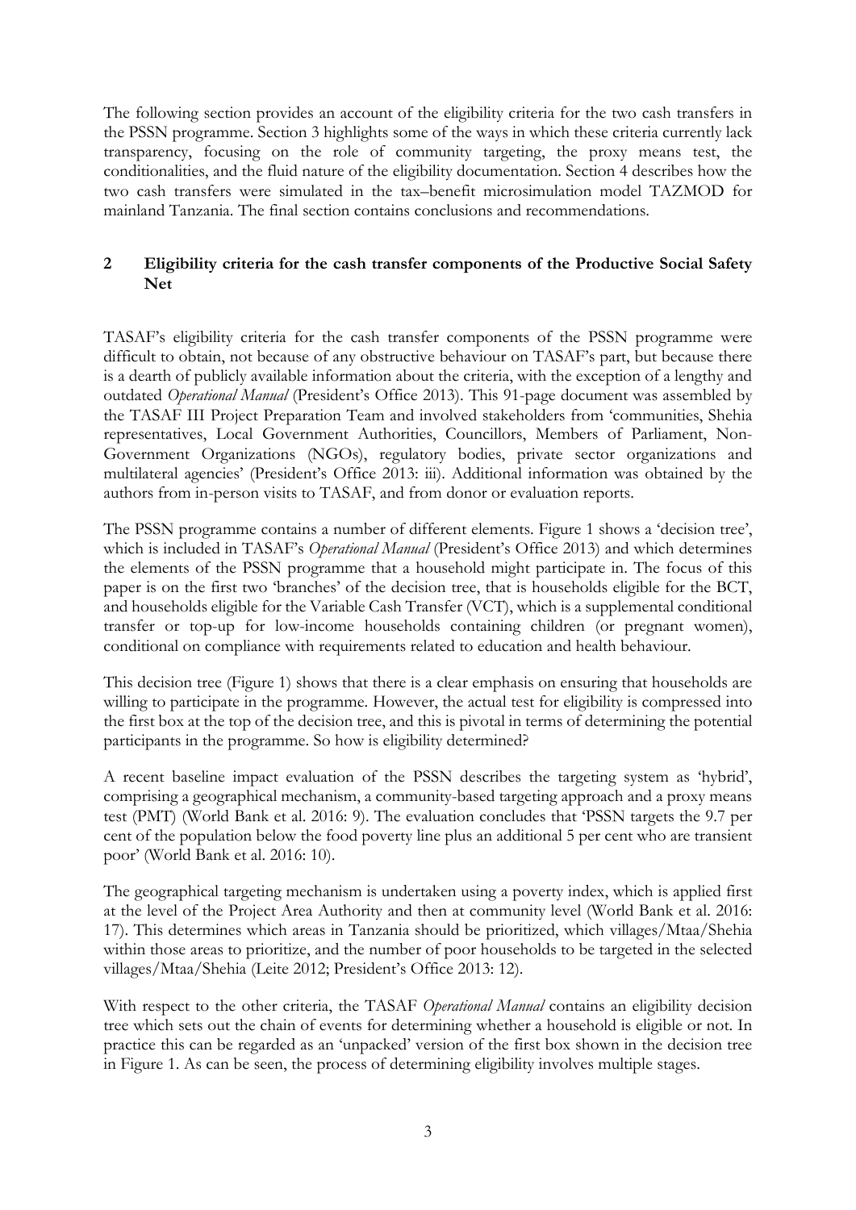The following section provides an account of the eligibility criteria for the two cash transfers in the PSSN programme. Section 3 highlights some of the ways in which these criteria currently lack transparency, focusing on the role of community targeting, the proxy means test, the conditionalities, and the fluid nature of the eligibility documentation. Section 4 describes how the two cash transfers were simulated in the tax–benefit microsimulation model TAZMOD for mainland Tanzania. The final section contains conclusions and recommendations.

## 2 Eligibility criteria for the cash transfer components of the Productive Social Safety Net

TASAF's eligibility criteria for the cash transfer components of the PSSN programme were difficult to obtain, not because of any obstructive behaviour on TASAF's part, but because there is a dearth of publicly available information about the criteria, with the exception of a lengthy and outdated *Operational Manual* (President's Office 2013). This 91-page document was assembled by the TASAF III Project Preparation Team and involved stakeholders from 'communities, Shehia representatives, Local Government Authorities, Councillors, Members of Parliament, Non-Government Organizations (NGOs), regulatory bodies, private sector organizations and multilateral agencies' (President's Office 2013: iii). Additional information was obtained by the authors from in-person visits to TASAF, and from donor or evaluation reports.

The PSSN programme contains a number of different elements. Figure 1 shows a 'decision tree', which is included in TASAF's *Operational Manual* (President's Office 2013) and which determines the elements of the PSSN programme that a household might participate in. The focus of this paper is on the first two 'branches' of the decision tree, that is households eligible for the BCT, and households eligible for the Variable Cash Transfer (VCT), which is a supplemental conditional transfer or top-up for low-income households containing children (or pregnant women), conditional on compliance with requirements related to education and health behaviour.

This decision tree (Figure 1) shows that there is a clear emphasis on ensuring that households are willing to participate in the programme. However, the actual test for eligibility is compressed into the first box at the top of the decision tree, and this is pivotal in terms of determining the potential participants in the programme. So how is eligibility determined?

A recent baseline impact evaluation of the PSSN describes the targeting system as 'hybrid', comprising a geographical mechanism, a community-based targeting approach and a proxy means test (PMT) (World Bank et al. 2016: 9). The evaluation concludes that 'PSSN targets the 9.7 per cent of the population below the food poverty line plus an additional 5 per cent who are transient poor' (World Bank et al. 2016: 10).

The geographical targeting mechanism is undertaken using a poverty index, which is applied first at the level of the Project Area Authority and then at community level (World Bank et al. 2016: 17). This determines which areas in Tanzania should be prioritized, which villages/Mtaa/Shehia within those areas to prioritize, and the number of poor households to be targeted in the selected villages/Mtaa/Shehia (Leite 2012; President's Office 2013: 12).

With respect to the other criteria, the TASAF *Operational Manual* contains an eligibility decision tree which sets out the chain of events for determining whether a household is eligible or not. In practice this can be regarded as an 'unpacked' version of the first box shown in the decision tree in Figure 1. As can be seen, the process of determining eligibility involves multiple stages.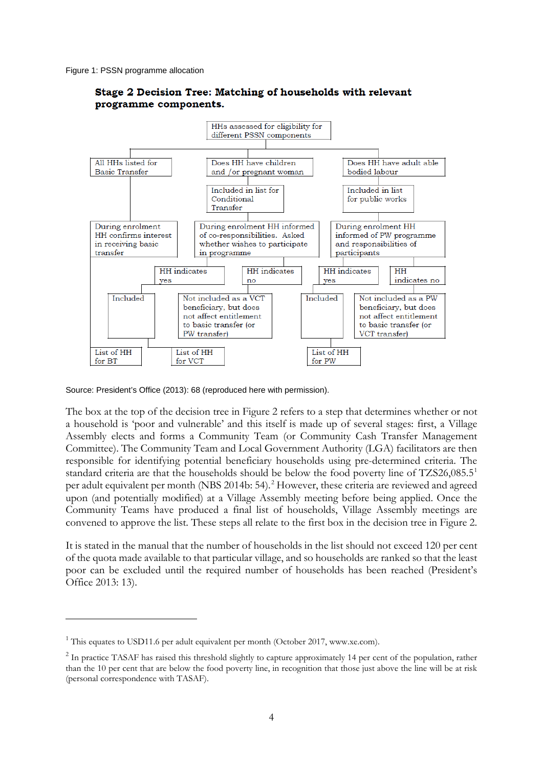Figure 1: PSSN programme allocation

**Stage 2 Decision Tree: Matching of households with relevant programme components.**

HHs assessed for eligibility for different PSSN components

All HHs listed for Basic Transfer

Does HH have children and /or pregnant woman

Does HH have adult able bodied labour

Included in list for Conditional Transfer

Included in list for public works

During enrolment HH confirms interest in receiving basic transfer

During enrolment HH informed of co-responsibilities. Asked whether wishes to participate in programme

During enrolment HH informed of PW programme and responsibilities of participants

HH indicates yes

HH indicates no

HH indicates yes

HH indicates no

Included

Not included as a VCT beneficiary, but does not affect entitlement to basic transfer (or PW transfer)

Included

Not included as a PW beneficiary, but does not affect entitlement to basic transfer (or VCT transfer)

List of HH for BT

List of HH for VCT

List of HH for PW

Source: President's Office (2013): 68 (reproduced here with permission).

The box at the top of the decision tree in Figure 2 refers to a step that determines whether or not a household is 'poor and vulnerable' and this itself is made up of several stages: first, a Village Assembly elects and forms a Community Team (or Community Cash Transfer Management Committee). The Community Team and Local Government Authority (LGA) facilitators are then responsible for identifying potential beneficiary households using pre-determined criteria. The standard criteria are that the households should be below the food poverty line of TZS26,085.5[1] per adult equivalent per month (NBS 2014b: 54).[2] However, these criteria are reviewed and agreed upon (and potentially modified) at a Village Assembly meeting before being applied. Once the Community Teams have produced a final list of households, Village Assembly meetings are convened to approve the list. These steps all relate to the first box in the decision tree in Figure 2.

It is stated in the manual that the number of households in the list should not exceed 120 per cent of the quota made available to that particular village, and so households are ranked so that the least poor can be excluded until the required number of households has been reached (President's Office 2013: 13).

---

[1] This equates to USD11.6 per adult equivalent per month (October 2017, www.xe.com).

[2] In practice TASAF has raised this threshold slightly to capture approximately 14 per cent of the population, rather than the 10 per cent that are below the food poverty line, in recognition that those just above the line will be at risk (personal correspondence with TASAF).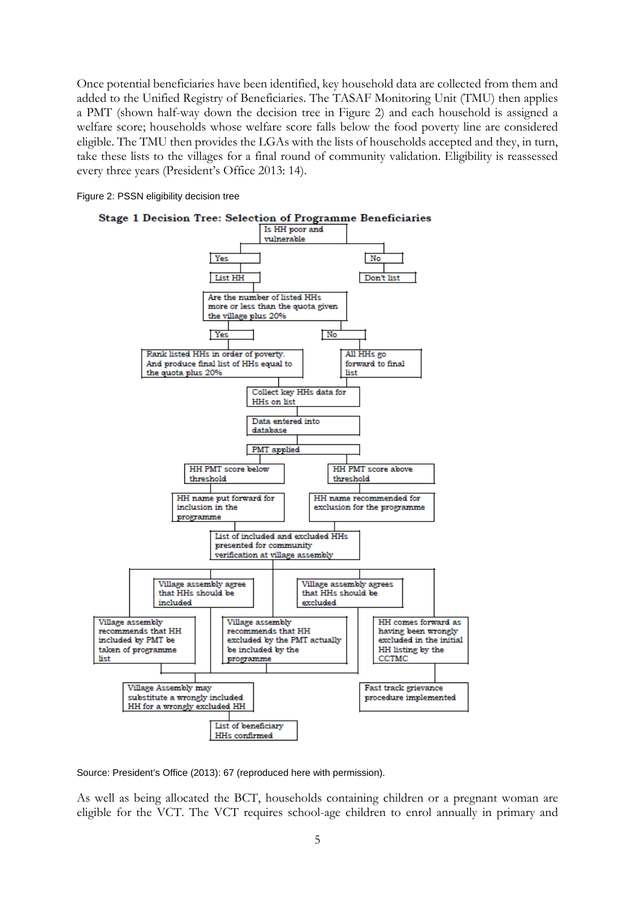Once potential beneficiaries have been identified, key household data are collected from them and added to the Unified Registry of Beneficiaries. The TASAF Monitoring Unit (TMU) then applies a PMT (shown half-way down the decision tree in Figure 2) and each household is assigned a welfare score; households whose welfare score falls below the food poverty line are considered eligible. The TMU then provides the LGAs with the lists of households accepted and they, in turn, take these lists to the villages for a final round of community validation. Eligibility is reassessed every three years (President's Office 2013: 14).

Figure 2: PSSN eligibility decision tree

**Stage 1 Decision Tree: Selection of Programme Beneficiaries**

Is HH poor and vulnerable

Yes

List HH

No

Don't list

Are the number of listed HHs more or less than the quota given the village plus 20%

Yes

Rank listed HHs in order of poverty. And produce final list of HHs equal to the quota plus 20%

No

All HHs go forward to final list

Collect key HHs data for HHs on list

Data entered into database

PMT applied

HH PMT score below threshold

HH PMT score above threshold

HH name put forward for inclusion in the programme

HH name recommended for exclusion for the programme

List of included and excluded HHs presented for community verification at village assembly

Village assembly agree that HHs should be included

Village assembly agrees that HHs should be excluded

Village assembly recommends that HH included by PMT be taken of programme list

Village assembly recommends that HH excluded by the PMT actually be included by the programme

HH comes forward as having been wrongly excluded in the initial HH listing by the CCTMC

Village Assembly may substitute a wrongly included HH for a wrongly excluded HH

Fast track grievance procedure implemented

List of beneficiary HHs confirmed

Source: President's Office (2013): 67 (reproduced here with permission).

As well as being allocated the BCT, households containing children or a pregnant woman are eligible for the VCT. The VCT requires school-age children to enrol annually in primary and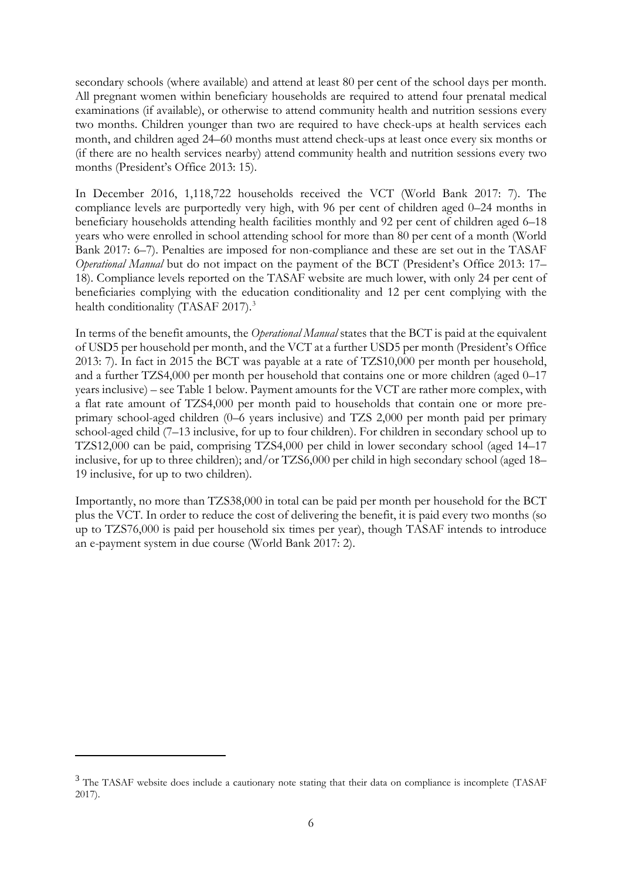secondary schools (where available) and attend at least 80 per cent of the school days per month. All pregnant women within beneficiary households are required to attend four prenatal medical examinations (if available), or otherwise to attend community health and nutrition sessions every two months. Children younger than two are required to have check-ups at health services each month, and children aged 24–60 months must attend check-ups at least once every six months or (if there are no health services nearby) attend community health and nutrition sessions every two months (President's Office 2013: 15).

In December 2016, 1,118,722 households received the VCT (World Bank 2017: 7). The compliance levels are purportedly very high, with 96 per cent of children aged 0–24 months in beneficiary households attending health facilities monthly and 92 per cent of children aged 6–18 years who were enrolled in school attending school for more than 80 per cent of a month (World Bank 2017: 6–7). Penalties are imposed for non-compliance and these are set out in the TASAF *Operational Manual* but do not impact on the payment of the BCT (President's Office 2013: 17–18). Compliance levels reported on the TASAF website are much lower, with only 24 per cent of beneficiaries complying with the education conditionality and 12 per cent complying with the health conditionality (TASAF 2017).[3]

In terms of the benefit amounts, the *Operational Manual* states that the BCT is paid at the equivalent of USD5 per household per month, and the VCT at a further USD5 per month (President's Office 2013: 7). In fact in 2015 the BCT was payable at a rate of TZS10,000 per month per household, and a further TZS4,000 per month per household that contains one or more children (aged 0–17 years inclusive) – see Table 1 below. Payment amounts for the VCT are rather more complex, with a flat rate amount of TZS4,000 per month paid to households that contain one or more pre-primary school-aged children (0–6 years inclusive) and TZS 2,000 per month paid per primary school-aged child (7–13 inclusive, for up to four children). For children in secondary school up to TZS12,000 can be paid, comprising TZS4,000 per child in lower secondary school (aged 14–17 inclusive, for up to three children); and/or TZS6,000 per child in high secondary school (aged 18–19 inclusive, for up to two children).

Importantly, no more than TZS38,000 in total can be paid per month per household for the BCT plus the VCT. In order to reduce the cost of delivering the benefit, it is paid every two months (so up to TZS76,000 is paid per household six times per year), though TASAF intends to introduce an e-payment system in due course (World Bank 2017: 2).

[3] The TASAF website does include a cautionary note stating that their data on compliance is incomplete (TASAF 2017).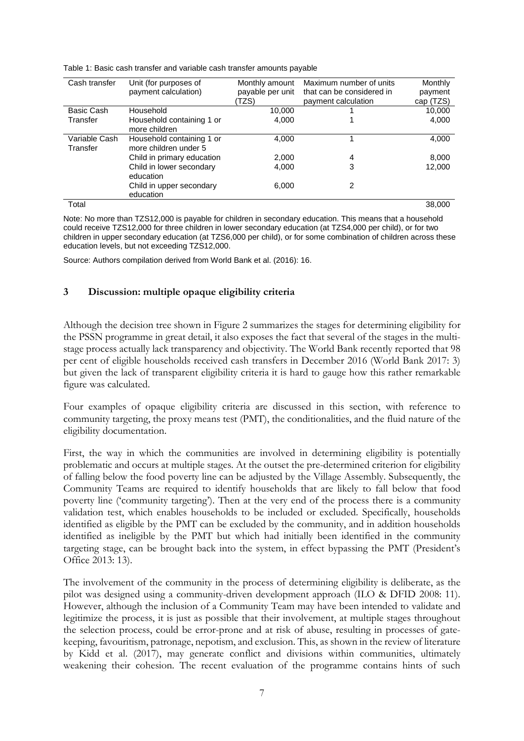Table 1: Basic cash transfer and variable cash transfer amounts payable

| Cash transfer | Unit (for purposes of payment calculation) | Monthly amount payable per unit (TZS) | Maximum number of units that can be considered in payment calculation | Monthly payment cap (TZS) |
|---|---|---|---|---|
| Basic Cash Transfer | Household | 10,000 | 1 | 10,000 |
| | Household containing 1 or more children | 4,000 | 1 | 4,000 |
| Variable Cash Transfer | Household containing 1 or more children under 5 | 4,000 | 1 | 4,000 |
| | Child in primary education | 2,000 | 4 | 8,000 |
| | Child in lower secondary education | 4,000 | 3 | 12,000 |
| | Child in upper secondary education | 6,000 | 2 | |
| Total | | | | 38,000 |

Note: No more than TZS12,000 is payable for children in secondary education. This means that a household could receive TZS12,000 for three children in lower secondary education (at TZS4,000 per child), or for two children in upper secondary education (at TZS6,000 per child), or for some combination of children across these education levels, but not exceeding TZS12,000.

Source: Authors compilation derived from World Bank et al. (2016): 16.

## 3 Discussion: multiple opaque eligibility criteria

Although the decision tree shown in Figure 2 summarizes the stages for determining eligibility for the PSSN programme in great detail, it also exposes the fact that several of the stages in the multi-stage process actually lack transparency and objectivity. The World Bank recently reported that 98 per cent of eligible households received cash transfers in December 2016 (World Bank 2017: 3) but given the lack of transparent eligibility criteria it is hard to gauge how this rather remarkable figure was calculated.

Four examples of opaque eligibility criteria are discussed in this section, with reference to community targeting, the proxy means test (PMT), the conditionalities, and the fluid nature of the eligibility documentation.

First, the way in which the communities are involved in determining eligibility is potentially problematic and occurs at multiple stages. At the outset the pre-determined criterion for eligibility of falling below the food poverty line can be adjusted by the Village Assembly. Subsequently, the Community Teams are required to identify households that are likely to fall below that food poverty line ('community targeting'). Then at the very end of the process there is a community validation test, which enables households to be included or excluded. Specifically, households identified as eligible by the PMT can be excluded by the community, and in addition households identified as ineligible by the PMT but which had initially been identified in the community targeting stage, can be brought back into the system, in effect bypassing the PMT (President's Office 2013: 13).

The involvement of the community in the process of determining eligibility is deliberate, as the pilot was designed using a community-driven development approach (ILO & DFID 2008: 11). However, although the inclusion of a Community Team may have been intended to validate and legitimize the process, it is just as possible that their involvement, at multiple stages throughout the selection process, could be error-prone and at risk of abuse, resulting in processes of gate-keeping, favouritism, patronage, nepotism, and exclusion. This, as shown in the review of literature by Kidd et al. (2017), may generate conflict and divisions within communities, ultimately weakening their cohesion. The recent evaluation of the programme contains hints of such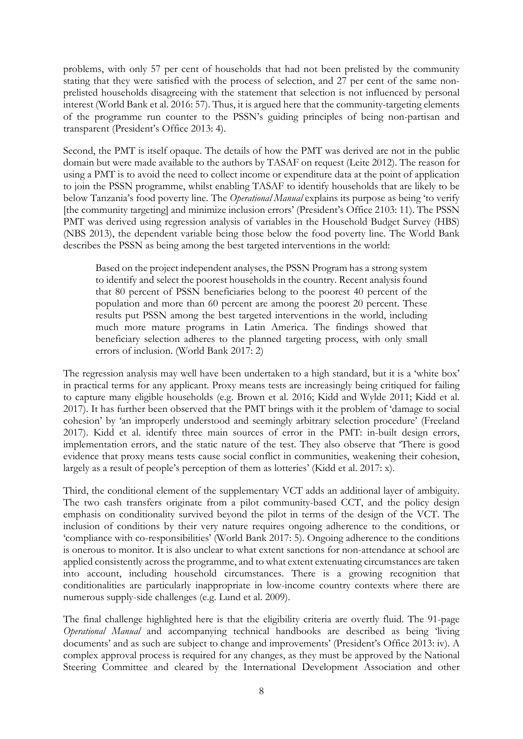problems, with only 57 per cent of households that had not been prelisted by the community stating that they were satisfied with the process of selection, and 27 per cent of the same non-prelisted households disagreeing with the statement that selection is not influenced by personal interest (World Bank et al. 2016: 57). Thus, it is argued here that the community-targeting elements of the programme run counter to the PSSN's guiding principles of being non-partisan and transparent (President's Office 2013: 4).

Second, the PMT is itself opaque. The details of how the PMT was derived are not in the public domain but were made available to the authors by TASAF on request (Leite 2012). The reason for using a PMT is to avoid the need to collect income or expenditure data at the point of application to join the PSSN programme, whilst enabling TASAF to identify households that are likely to be below Tanzania's food poverty line. The *Operational Manual* explains its purpose as being 'to verify [the community targeting] and minimize inclusion errors' (President's Office 2103: 11). The PSSN PMT was derived using regression analysis of variables in the Household Budget Survey (HBS) (NBS 2013), the dependent variable being those below the food poverty line. The World Bank describes the PSSN as being among the best targeted interventions in the world:

> Based on the project independent analyses, the PSSN Program has a strong system to identify and select the poorest households in the country. Recent analysis found that 80 percent of PSSN beneficiaries belong to the poorest 40 percent of the population and more than 60 percent are among the poorest 20 percent. These results put PSSN among the best targeted interventions in the world, including much more mature programs in Latin America. The findings showed that beneficiary selection adheres to the planned targeting process, with only small errors of inclusion. (World Bank 2017: 2)

The regression analysis may well have been undertaken to a high standard, but it is a 'white box' in practical terms for any applicant. Proxy means tests are increasingly being critiqued for failing to capture many eligible households (e.g. Brown et al. 2016; Kidd and Wylde 2011; Kidd et al. 2017). It has further been observed that the PMT brings with it the problem of 'damage to social cohesion' by 'an improperly understood and seemingly arbitrary selection procedure' (Freeland 2017). Kidd et al. identify three main sources of error in the PMT: in-built design errors, implementation errors, and the static nature of the test. They also observe that 'There is good evidence that proxy means tests cause social conflict in communities, weakening their cohesion, largely as a result of people's perception of them as lotteries' (Kidd et al. 2017: x).

Third, the conditional element of the supplementary VCT adds an additional layer of ambiguity. The two cash transfers originate from a pilot community-based CCT, and the policy design emphasis on conditionality survived beyond the pilot in terms of the design of the VCT. The inclusion of conditions by their very nature requires ongoing adherence to the conditions, or 'compliance with co-responsibilities' (World Bank 2017: 5). Ongoing adherence to the conditions is onerous to monitor. It is also unclear to what extent sanctions for non-attendance at school are applied consistently across the programme, and to what extent extenuating circumstances are taken into account, including household circumstances. There is a growing recognition that conditionalities are particularly inappropriate in low-income country contexts where there are numerous supply-side challenges (e.g. Lund et al. 2009).

The final challenge highlighted here is that the eligibility criteria are overtly fluid. The 91-page *Operational Manual* and accompanying technical handbooks are described as being 'living documents' and as such are subject to change and improvements' (President's Office 2013: iv). A complex approval process is required for any changes, as they must be approved by the National Steering Committee and cleared by the International Development Association and other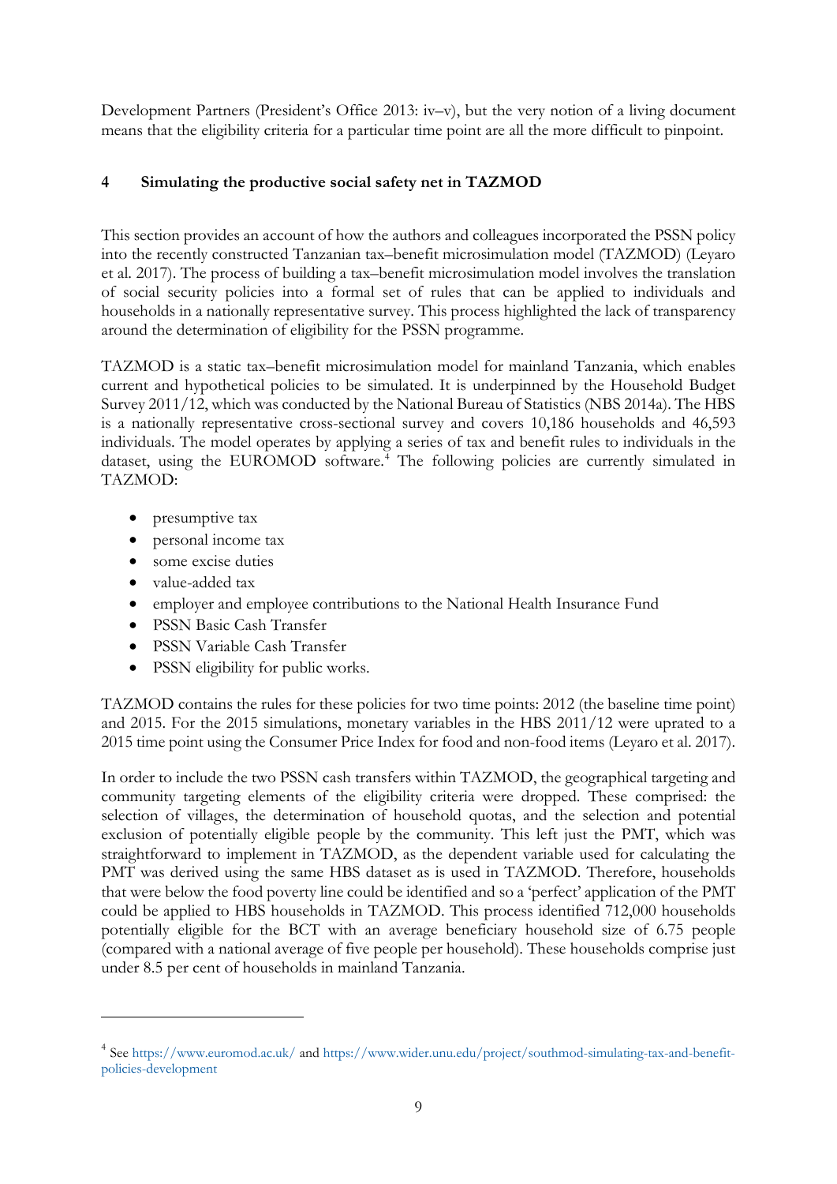Development Partners (President's Office 2013: iv–v), but the very notion of a living document means that the eligibility criteria for a particular time point are all the more difficult to pinpoint.

## 4 Simulating the productive social safety net in TAZMOD

This section provides an account of how the authors and colleagues incorporated the PSSN policy into the recently constructed Tanzanian tax–benefit microsimulation model (TAZMOD) (Leyaro et al. 2017). The process of building a tax–benefit microsimulation model involves the translation of social security policies into a formal set of rules that can be applied to individuals and households in a nationally representative survey. This process highlighted the lack of transparency around the determination of eligibility for the PSSN programme.

TAZMOD is a static tax–benefit microsimulation model for mainland Tanzania, which enables current and hypothetical policies to be simulated. It is underpinned by the Household Budget Survey 2011/12, which was conducted by the National Bureau of Statistics (NBS 2014a). The HBS is a nationally representative cross-sectional survey and covers 10,186 households and 46,593 individuals. The model operates by applying a series of tax and benefit rules to individuals in the dataset, using the EUROMOD software.[4] The following policies are currently simulated in TAZMOD:

- presumptive tax
- personal income tax
- some excise duties
- value-added tax
- employer and employee contributions to the National Health Insurance Fund
- PSSN Basic Cash Transfer
- PSSN Variable Cash Transfer
- PSSN eligibility for public works.

TAZMOD contains the rules for these policies for two time points: 2012 (the baseline time point) and 2015. For the 2015 simulations, monetary variables in the HBS 2011/12 were uprated to a 2015 time point using the Consumer Price Index for food and non-food items (Leyaro et al. 2017).

In order to include the two PSSN cash transfers within TAZMOD, the geographical targeting and community targeting elements of the eligibility criteria were dropped. These comprised: the selection of villages, the determination of household quotas, and the selection and potential exclusion of potentially eligible people by the community. This left just the PMT, which was straightforward to implement in TAZMOD, as the dependent variable used for calculating the PMT was derived using the same HBS dataset as is used in TAZMOD. Therefore, households that were below the food poverty line could be identified and so a 'perfect' application of the PMT could be applied to HBS households in TAZMOD. This process identified 712,000 households potentially eligible for the BCT with an average beneficiary household size of 6.75 people (compared with a national average of five people per household). These households comprise just under 8.5 per cent of households in mainland Tanzania.

---

[4] See https://www.euromod.ac.uk/ and https://www.wider.unu.edu/project/southmod-simulating-tax-and-benefit-policies-development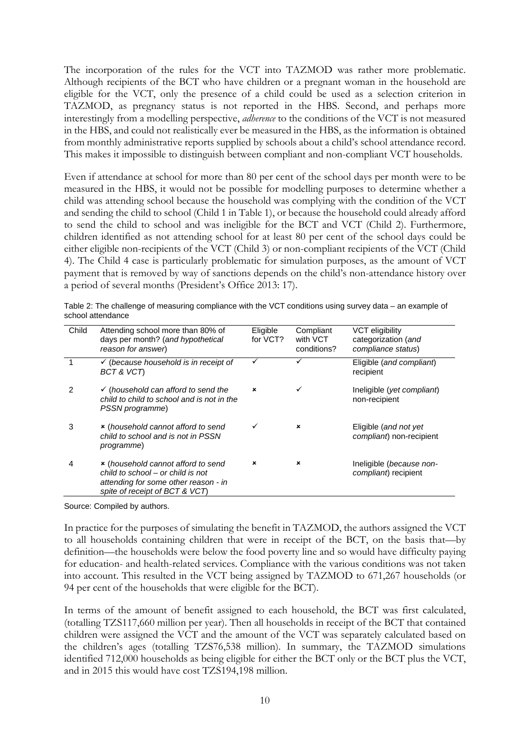The incorporation of the rules for the VCT into TAZMOD was rather more problematic. Although recipients of the BCT who have children or a pregnant woman in the household are eligible for the VCT, only the presence of a child could be used as a selection criterion in TAZMOD, as pregnancy status is not reported in the HBS. Second, and perhaps more interestingly from a modelling perspective, *adherence* to the conditions of the VCT is not measured in the HBS, and could not realistically ever be measured in the HBS, as the information is obtained from monthly administrative reports supplied by schools about a child's school attendance record. This makes it impossible to distinguish between compliant and non-compliant VCT households.

Even if attendance at school for more than 80 per cent of the school days per month were to be measured in the HBS, it would not be possible for modelling purposes to determine whether a child was attending school because the household was complying with the condition of the VCT and sending the child to school (Child 1 in Table 1), or because the household could already afford to send the child to school and was ineligible for the BCT and VCT (Child 2). Furthermore, children identified as not attending school for at least 80 per cent of the school days could be either eligible non-recipients of the VCT (Child 3) or non-compliant recipients of the VCT (Child 4). The Child 4 case is particularly problematic for simulation purposes, as the amount of VCT payment that is removed by way of sanctions depends on the child's non-attendance history over a period of several months (President's Office 2013: 17).

Table 2: The challenge of measuring compliance with the VCT conditions using survey data – an example of school attendance

| Child | Attending school more than 80% of days per month? (*and hypothetical reason for answer*) | Eligible for VCT? | Compliant with VCT conditions? | VCT eligibility categorization (*and compliance status*) |
|---|---|---|---|---|
| 1 | ✓ (*because household is in receipt of BCT & VCT*) | ✓ | ✓ | Eligible (*and compliant*) recipient |
| 2 | ✓ (*household can afford to send the child to child to school and is not in the PSSN programme*) | ✗ | ✓ | Ineligible (*yet compliant*) non-recipient |
| 3 | ✗ (*household cannot afford to send child to school and is not in PSSN programme*) | ✓ | ✗ | Eligible (*and not yet compliant*) non-recipient |
| 4 | ✗ (*household cannot afford to send child to school – or child is not attending for some other reason - in spite of receipt of BCT & VCT*) | ✗ | ✗ | Ineligible (*because non-compliant*) recipient |

Source: Compiled by authors.

In practice for the purposes of simulating the benefit in TAZMOD, the authors assigned the VCT to all households containing children that were in receipt of the BCT, on the basis that—by definition—the households were below the food poverty line and so would have difficulty paying for education- and health-related services. Compliance with the various conditions was not taken into account. This resulted in the VCT being assigned by TAZMOD to 671,267 households (or 94 per cent of the households that were eligible for the BCT).

In terms of the amount of benefit assigned to each household, the BCT was first calculated, (totalling TZS117,660 million per year). Then all households in receipt of the BCT that contained children were assigned the VCT and the amount of the VCT was separately calculated based on the children's ages (totalling TZS76,538 million). In summary, the TAZMOD simulations identified 712,000 households as being eligible for either the BCT only or the BCT plus the VCT, and in 2015 this would have cost TZS194,198 million.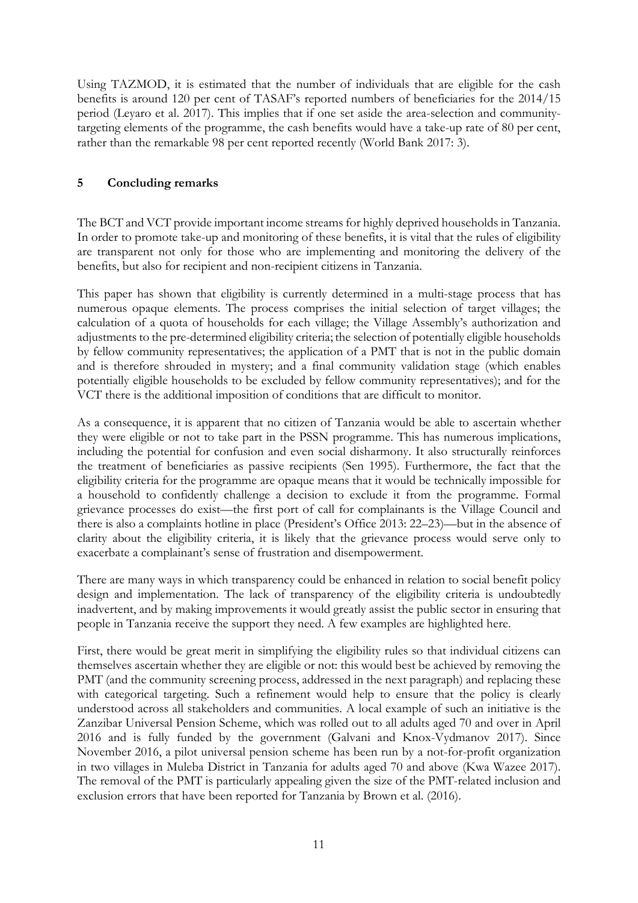Using TAZMOD, it is estimated that the number of individuals that are eligible for the cash benefits is around 120 per cent of TASAF's reported numbers of beneficiaries for the 2014/15 period (Leyaro et al. 2017). This implies that if one set aside the area-selection and community-targeting elements of the programme, the cash benefits would have a take-up rate of 80 per cent, rather than the remarkable 98 per cent reported recently (World Bank 2017: 3).

## 5 Concluding remarks

The BCT and VCT provide important income streams for highly deprived households in Tanzania. In order to promote take-up and monitoring of these benefits, it is vital that the rules of eligibility are transparent not only for those who are implementing and monitoring the delivery of the benefits, but also for recipient and non-recipient citizens in Tanzania.

This paper has shown that eligibility is currently determined in a multi-stage process that has numerous opaque elements. The process comprises the initial selection of target villages; the calculation of a quota of households for each village; the Village Assembly's authorization and adjustments to the pre-determined eligibility criteria; the selection of potentially eligible households by fellow community representatives; the application of a PMT that is not in the public domain and is therefore shrouded in mystery; and a final community validation stage (which enables potentially eligible households to be excluded by fellow community representatives); and for the VCT there is the additional imposition of conditions that are difficult to monitor.

As a consequence, it is apparent that no citizen of Tanzania would be able to ascertain whether they were eligible or not to take part in the PSSN programme. This has numerous implications, including the potential for confusion and even social disharmony. It also structurally reinforces the treatment of beneficiaries as passive recipients (Sen 1995). Furthermore, the fact that the eligibility criteria for the programme are opaque means that it would be technically impossible for a household to confidently challenge a decision to exclude it from the programme. Formal grievance processes do exist—the first port of call for complainants is the Village Council and there is also a complaints hotline in place (President's Office 2013: 22–23)—but in the absence of clarity about the eligibility criteria, it is likely that the grievance process would serve only to exacerbate a complainant's sense of frustration and disempowerment.

There are many ways in which transparency could be enhanced in relation to social benefit policy design and implementation. The lack of transparency of the eligibility criteria is undoubtedly inadvertent, and by making improvements it would greatly assist the public sector in ensuring that people in Tanzania receive the support they need. A few examples are highlighted here.

First, there would be great merit in simplifying the eligibility rules so that individual citizens can themselves ascertain whether they are eligible or not: this would best be achieved by removing the PMT (and the community screening process, addressed in the next paragraph) and replacing these with categorical targeting. Such a refinement would help to ensure that the policy is clearly understood across all stakeholders and communities. A local example of such an initiative is the Zanzibar Universal Pension Scheme, which was rolled out to all adults aged 70 and over in April 2016 and is fully funded by the government (Galvani and Knox-Vydmanov 2017). Since November 2016, a pilot universal pension scheme has been run by a not-for-profit organization in two villages in Muleba District in Tanzania for adults aged 70 and above (Kwa Wazee 2017). The removal of the PMT is particularly appealing given the size of the PMT-related inclusion and exclusion errors that have been reported for Tanzania by Brown et al. (2016).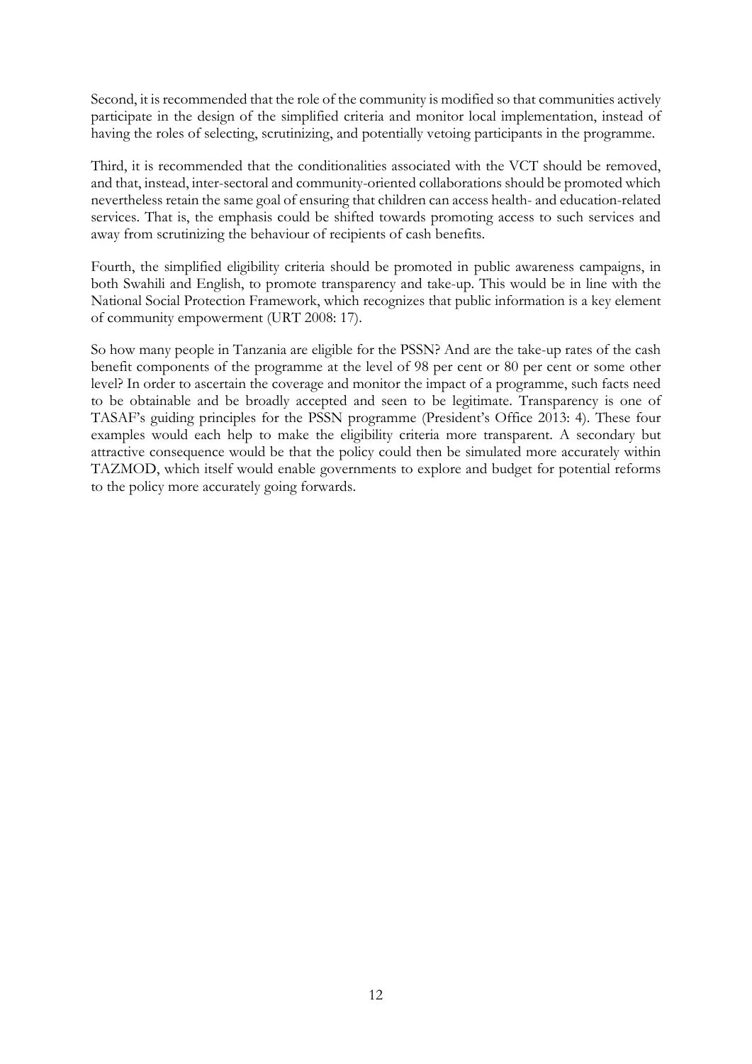Second, it is recommended that the role of the community is modified so that communities actively participate in the design of the simplified criteria and monitor local implementation, instead of having the roles of selecting, scrutinizing, and potentially vetoing participants in the programme.

Third, it is recommended that the conditionalities associated with the VCT should be removed, and that, instead, inter-sectoral and community-oriented collaborations should be promoted which nevertheless retain the same goal of ensuring that children can access health- and education-related services. That is, the emphasis could be shifted towards promoting access to such services and away from scrutinizing the behaviour of recipients of cash benefits.

Fourth, the simplified eligibility criteria should be promoted in public awareness campaigns, in both Swahili and English, to promote transparency and take-up. This would be in line with the National Social Protection Framework, which recognizes that public information is a key element of community empowerment (URT 2008: 17).

So how many people in Tanzania are eligible for the PSSN? And are the take-up rates of the cash benefit components of the programme at the level of 98 per cent or 80 per cent or some other level? In order to ascertain the coverage and monitor the impact of a programme, such facts need to be obtainable and be broadly accepted and seen to be legitimate. Transparency is one of TASAF's guiding principles for the PSSN programme (President's Office 2013: 4). These four examples would each help to make the eligibility criteria more transparent. A secondary but attractive consequence would be that the policy could then be simulated more accurately within TAZMOD, which itself would enable governments to explore and budget for potential reforms to the policy more accurately going forwards.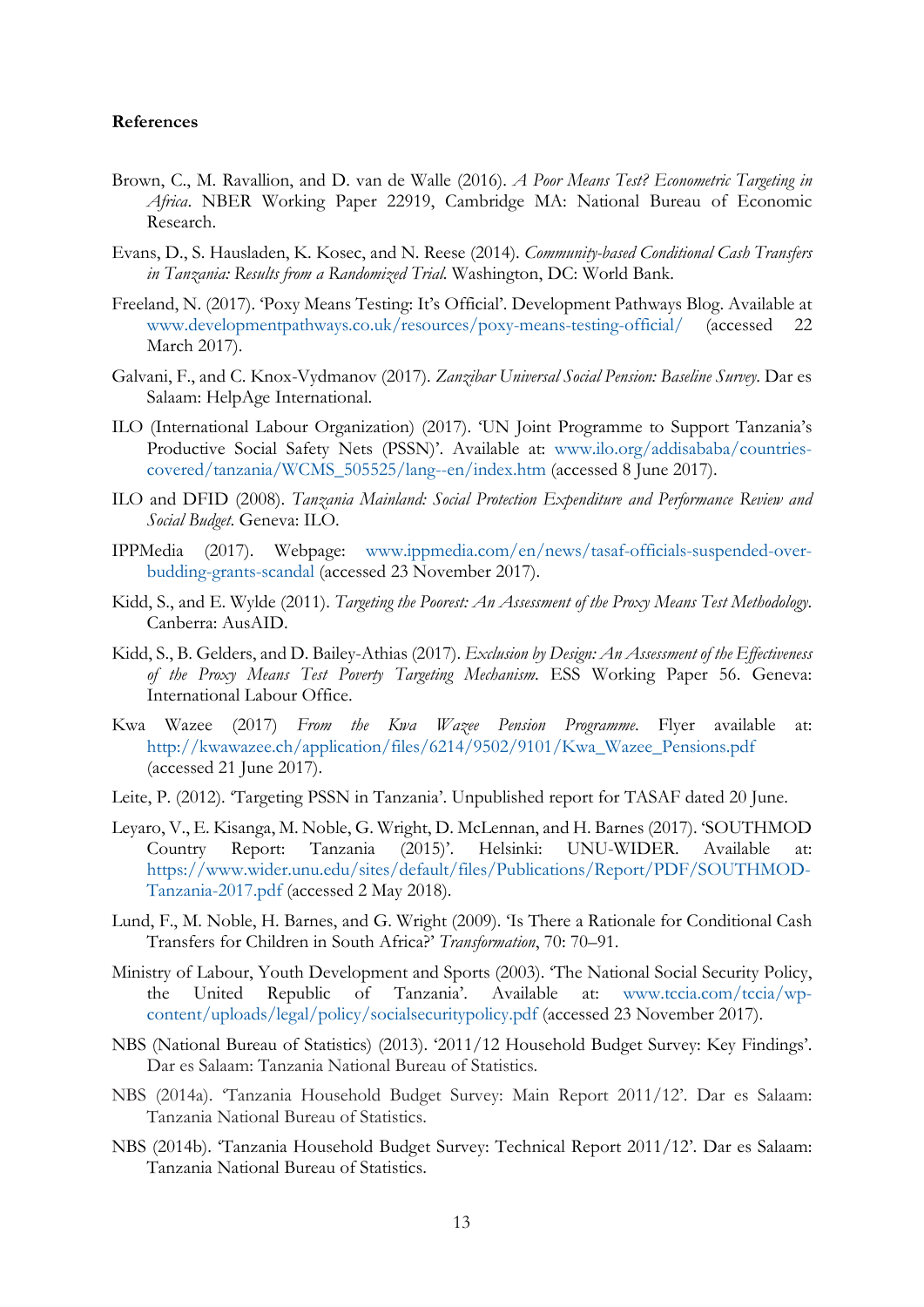**References**

Brown, C., M. Ravallion, and D. van de Walle (2016). *A Poor Means Test? Econometric Targeting in Africa*. NBER Working Paper 22919, Cambridge MA: National Bureau of Economic Research.

Evans, D., S. Hausladen, K. Kosec, and N. Reese (2014). *Community-based Conditional Cash Transfers in Tanzania: Results from a Randomized Trial.* Washington, DC: World Bank.

Freeland, N. (2017). 'Poxy Means Testing: It's Official'. Development Pathways Blog. Available at www.developmentpathways.co.uk/resources/poxy-means-testing-official/ (accessed 22 March 2017).

Galvani, F., and C. Knox-Vydmanov (2017). *Zanzibar Universal Social Pension: Baseline Survey*. Dar es Salaam: HelpAge International.

ILO (International Labour Organization) (2017). 'UN Joint Programme to Support Tanzania's Productive Social Safety Nets (PSSN)'. Available at: www.ilo.org/addisababa/countries-covered/tanzania/WCMS_505525/lang--en/index.htm (accessed 8 June 2017).

ILO and DFID (2008). *Tanzania Mainland: Social Protection Expenditure and Performance Review and Social Budget*. Geneva: ILO.

IPPMedia (2017). Webpage: www.ippmedia.com/en/news/tasaf-officials-suspended-over-budding-grants-scandal (accessed 23 November 2017).

Kidd, S., and E. Wylde (2011). *Targeting the Poorest: An Assessment of the Proxy Means Test Methodology.* Canberra: AusAID.

Kidd, S., B. Gelders, and D. Bailey-Athias (2017). *Exclusion by Design: An Assessment of the Effectiveness of the Proxy Means Test Poverty Targeting Mechanism*. ESS Working Paper 56. Geneva: International Labour Office.

Kwa Wazee (2017) *From the Kwa Wazee Pension Programme*. Flyer available at: http://kwawazee.ch/application/files/6214/9502/9101/Kwa_Wazee_Pensions.pdf (accessed 21 June 2017).

Leite, P. (2012). 'Targeting PSSN in Tanzania'. Unpublished report for TASAF dated 20 June.

Leyaro, V., E. Kisanga, M. Noble, G. Wright, D. McLennan, and H. Barnes (2017). 'SOUTHMOD Country Report: Tanzania (2015)'. Helsinki: UNU-WIDER. Available at: https://www.wider.unu.edu/sites/default/files/Publications/Report/PDF/SOUTHMOD-Tanzania-2017.pdf (accessed 2 May 2018).

Lund, F., M. Noble, H. Barnes, and G. Wright (2009). 'Is There a Rationale for Conditional Cash Transfers for Children in South Africa?' *Transformation*, 70: 70–91.

Ministry of Labour, Youth Development and Sports (2003). 'The National Social Security Policy, the United Republic of Tanzania'. Available at: www.tccia.com/tccia/wp-content/uploads/legal/policy/socialsecuritypolicy.pdf (accessed 23 November 2017).

NBS (National Bureau of Statistics) (2013). '2011/12 Household Budget Survey: Key Findings'. Dar es Salaam: Tanzania National Bureau of Statistics.

NBS (2014a). 'Tanzania Household Budget Survey: Main Report 2011/12'. Dar es Salaam: Tanzania National Bureau of Statistics.

NBS (2014b). 'Tanzania Household Budget Survey: Technical Report 2011/12'. Dar es Salaam: Tanzania National Bureau of Statistics.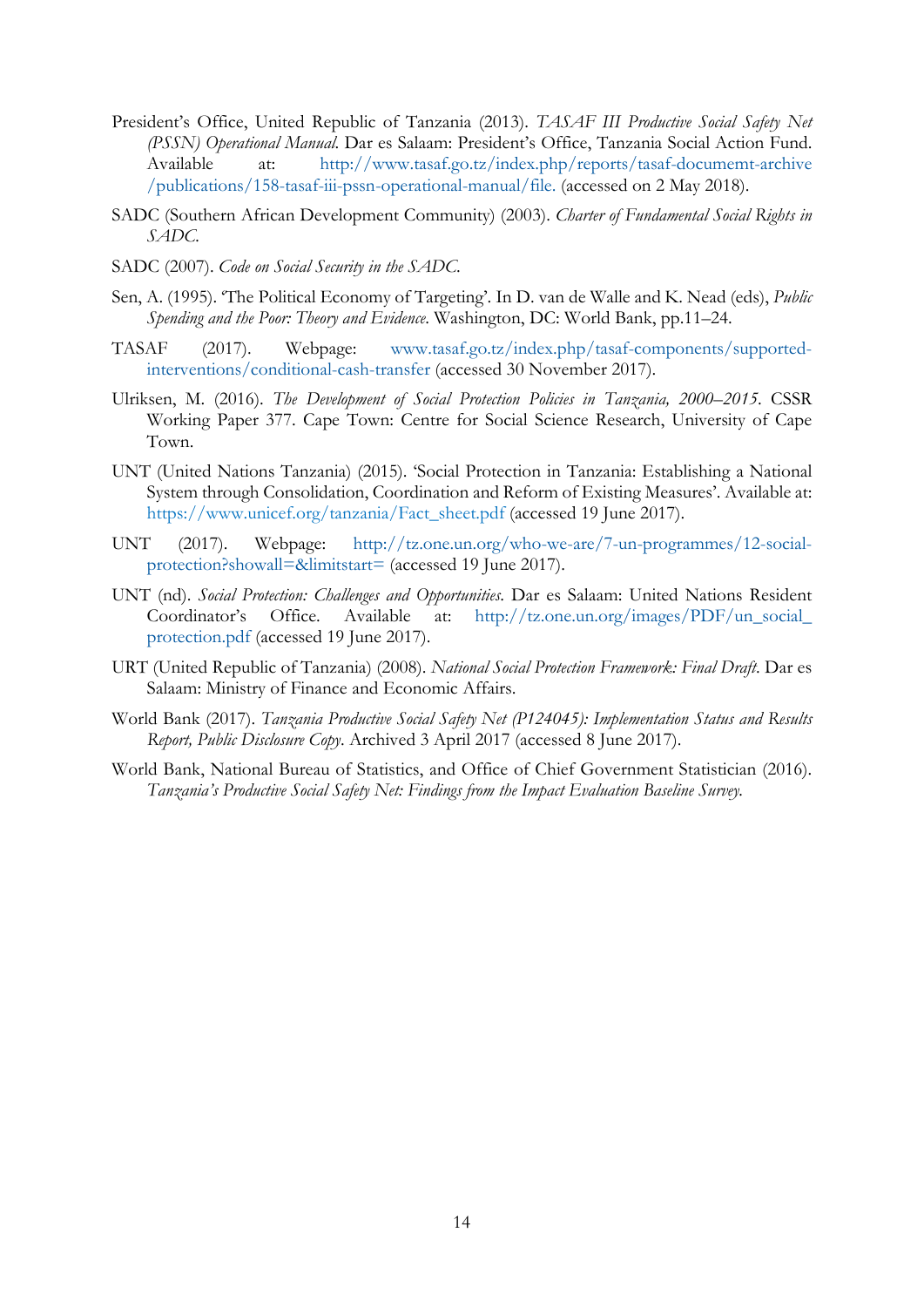President's Office, United Republic of Tanzania (2013). *TASAF III Productive Social Safety Net (PSSN) Operational Manual.* Dar es Salaam: President's Office, Tanzania Social Action Fund. Available at: http://www.tasaf.go.tz/index.php/reports/tasaf-documemt-archive/publications/158-tasaf-iii-pssn-operational-manual/file. (accessed on 2 May 2018).

SADC (Southern African Development Community) (2003). *Charter of Fundamental Social Rights in SADC.*

SADC (2007). *Code on Social Security in the SADC.*

Sen, A. (1995). 'The Political Economy of Targeting'. In D. van de Walle and K. Nead (eds), *Public Spending and the Poor: Theory and Evidence.* Washington, DC: World Bank, pp.11–24.

TASAF (2017). Webpage: www.tasaf.go.tz/index.php/tasaf-components/supported-interventions/conditional-cash-transfer (accessed 30 November 2017).

Ulriksen, M. (2016). *The Development of Social Protection Policies in Tanzania, 2000–2015.* CSSR Working Paper 377. Cape Town: Centre for Social Science Research, University of Cape Town.

UNT (United Nations Tanzania) (2015). 'Social Protection in Tanzania: Establishing a National System through Consolidation, Coordination and Reform of Existing Measures'. Available at: https://www.unicef.org/tanzania/Fact_sheet.pdf (accessed 19 June 2017).

UNT (2017). Webpage: http://tz.one.un.org/who-we-are/7-un-programmes/12-social-protection?showall=&limitstart= (accessed 19 June 2017).

UNT (nd). *Social Protection: Challenges and Opportunities.* Dar es Salaam: United Nations Resident Coordinator's Office. Available at: http://tz.one.un.org/images/PDF/un_social_protection.pdf (accessed 19 June 2017).

URT (United Republic of Tanzania) (2008). *National Social Protection Framework: Final Draft.* Dar es Salaam: Ministry of Finance and Economic Affairs.

World Bank (2017). *Tanzania Productive Social Safety Net (P124045): Implementation Status and Results Report, Public Disclosure Copy.* Archived 3 April 2017 (accessed 8 June 2017).

World Bank, National Bureau of Statistics, and Office of Chief Government Statistician (2016). *Tanzania's Productive Social Safety Net: Findings from the Impact Evaluation Baseline Survey.*